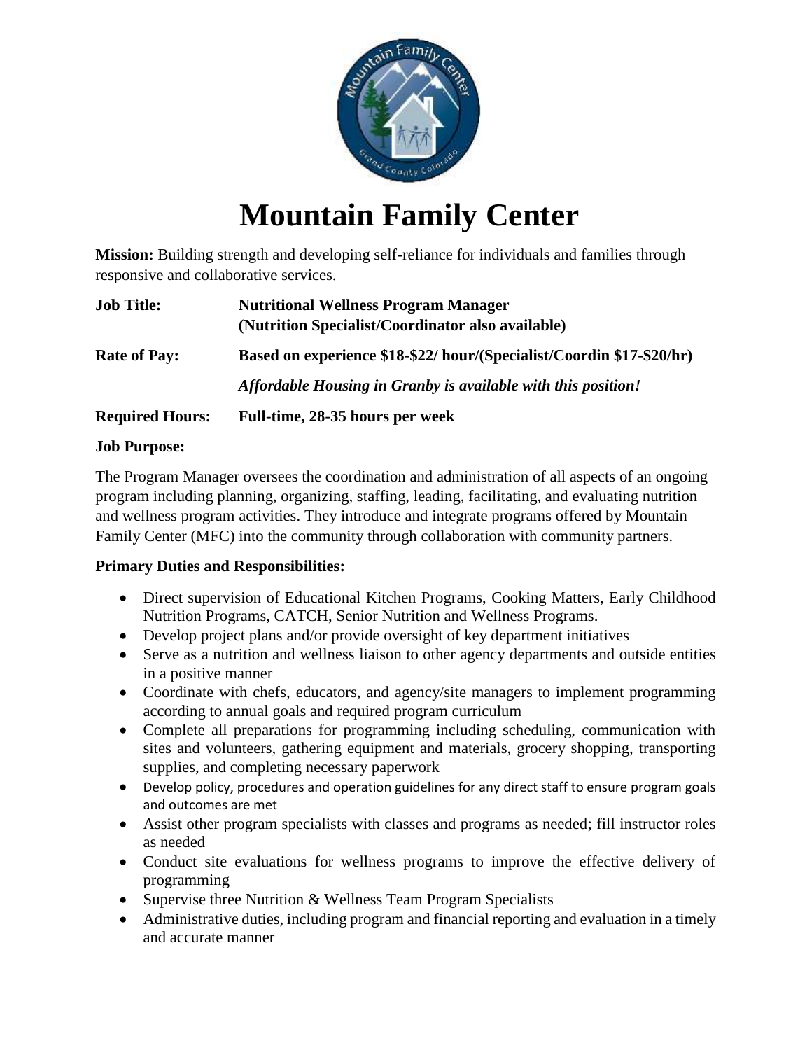# Mountain Family Center

**Mission:** Building strength and developing self-reliance for individuals and families through responsive and collaborative services.

**Job Title:** **Nutritional Wellness Program Manager (Nutrition Specialist/Coordinator also available)**

**Rate of Pay:** **Based on experience $18-$22/ hour/(Specialist/Coordin $17-$20/hr)**

***Affordable Housing in Granby is available with this position!***

**Required Hours:** **Full-time, 28-35 hours per week**

**Job Purpose:**

The Program Manager oversees the coordination and administration of all aspects of an ongoing program including planning, organizing, staffing, leading, facilitating, and evaluating nutrition and wellness program activities. They introduce and integrate programs offered by Mountain Family Center (MFC) into the community through collaboration with community partners.

**Primary Duties and Responsibilities:**

- Direct supervision of Educational Kitchen Programs, Cooking Matters, Early Childhood Nutrition Programs, CATCH, Senior Nutrition and Wellness Programs.
- Develop project plans and/or provide oversight of key department initiatives
- Serve as a nutrition and wellness liaison to other agency departments and outside entities in a positive manner
- Coordinate with chefs, educators, and agency/site managers to implement programming according to annual goals and required program curriculum
- Complete all preparations for programming including scheduling, communication with sites and volunteers, gathering equipment and materials, grocery shopping, transporting supplies, and completing necessary paperwork
- Develop policy, procedures and operation guidelines for any direct staff to ensure program goals and outcomes are met
- Assist other program specialists with classes and programs as needed; fill instructor roles as needed
- Conduct site evaluations for wellness programs to improve the effective delivery of programming
- Supervise three Nutrition & Wellness Team Program Specialists
- Administrative duties, including program and financial reporting and evaluation in a timely and accurate manner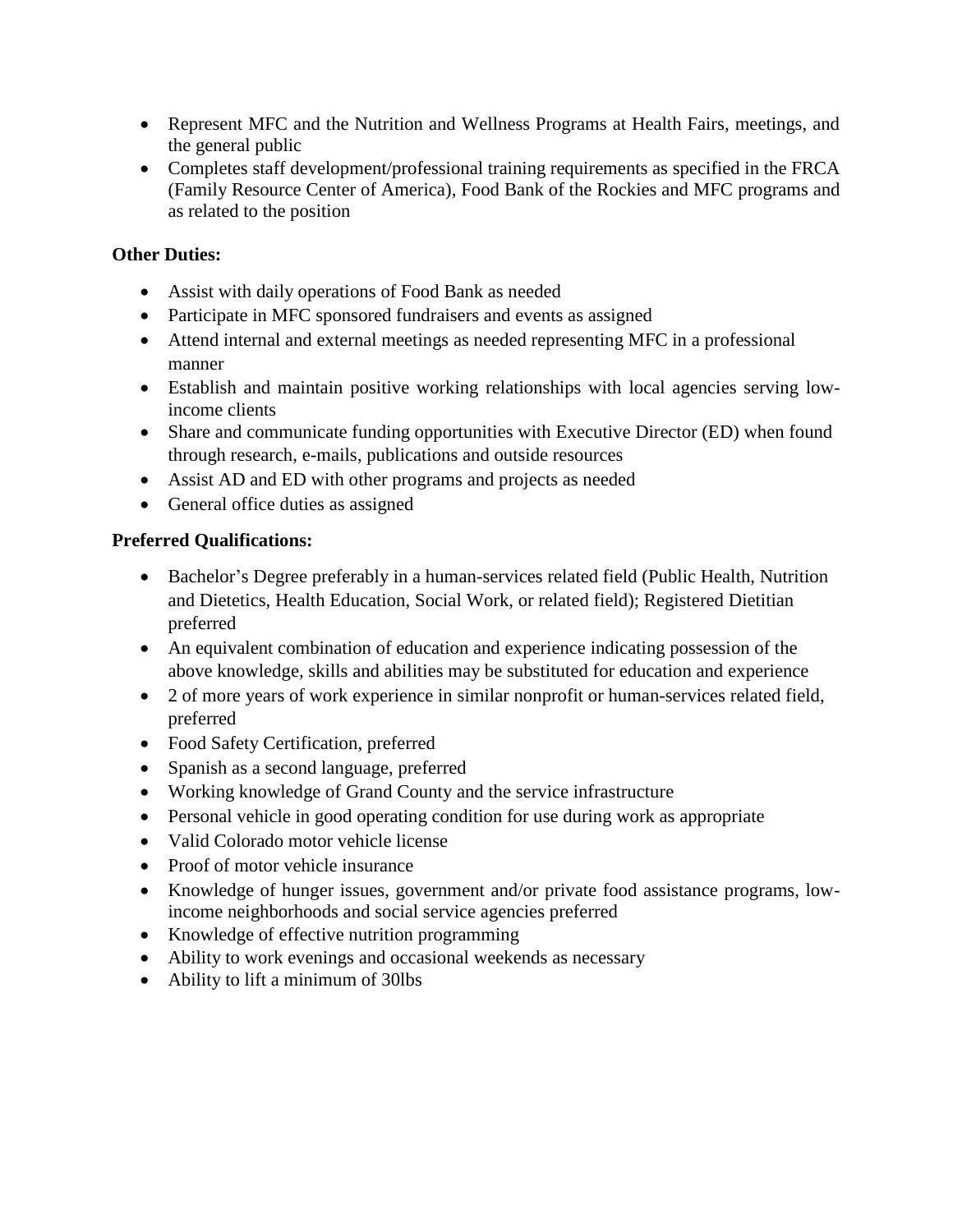- Represent MFC and the Nutrition and Wellness Programs at Health Fairs, meetings, and the general public
- Completes staff development/professional training requirements as specified in the FRCA (Family Resource Center of America), Food Bank of the Rockies and MFC programs and as related to the position

**Other Duties:**

- Assist with daily operations of Food Bank as needed
- Participate in MFC sponsored fundraisers and events as assigned
- Attend internal and external meetings as needed representing MFC in a professional manner
- Establish and maintain positive working relationships with local agencies serving low-income clients
- Share and communicate funding opportunities with Executive Director (ED) when found through research, e-mails, publications and outside resources
- Assist AD and ED with other programs and projects as needed
- General office duties as assigned

**Preferred Qualifications:**

- Bachelor's Degree preferably in a human-services related field (Public Health, Nutrition and Dietetics, Health Education, Social Work, or related field); Registered Dietitian preferred
- An equivalent combination of education and experience indicating possession of the above knowledge, skills and abilities may be substituted for education and experience
- 2 of more years of work experience in similar nonprofit or human-services related field, preferred
- Food Safety Certification, preferred
- Spanish as a second language, preferred
- Working knowledge of Grand County and the service infrastructure
- Personal vehicle in good operating condition for use during work as appropriate
- Valid Colorado motor vehicle license
- Proof of motor vehicle insurance
- Knowledge of hunger issues, government and/or private food assistance programs, low-income neighborhoods and social service agencies preferred
- Knowledge of effective nutrition programming
- Ability to work evenings and occasional weekends as necessary
- Ability to lift a minimum of 30lbs